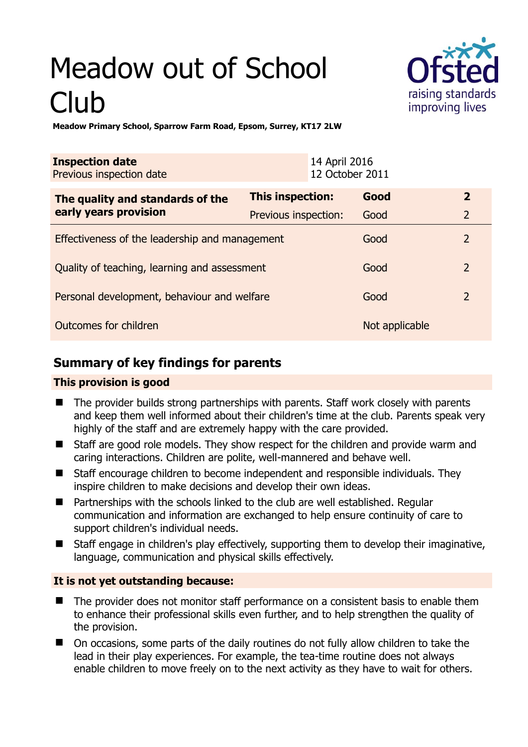# Meadow out of School Club

**Meadow Primary School, Sparrow Farm Road, Epsom, Surrey, KT17 2LW**

| **Inspection date** | 14 April 2016 |
|---|---|
| Previous inspection date | 12 October 2011 |

| **The quality and standards of the early years provision** | **This inspection:** | **Good** | **2** |
|---|---|---|---|
| | Previous inspection: | Good | 2 |
| Effectiveness of the leadership and management | | Good | 2 |
| Quality of teaching, learning and assessment | | Good | 2 |
| Personal development, behaviour and welfare | | Good | 2 |
| Outcomes for children | | Not applicable | |

## Summary of key findings for parents

**This provision is good**

- The provider builds strong partnerships with parents. Staff work closely with parents and keep them well informed about their children's time at the club. Parents speak very highly of the staff and are extremely happy with the care provided.
- Staff are good role models. They show respect for the children and provide warm and caring interactions. Children are polite, well-mannered and behave well.
- Staff encourage children to become independent and responsible individuals. They inspire children to make decisions and develop their own ideas.
- Partnerships with the schools linked to the club are well established. Regular communication and information are exchanged to help ensure continuity of care to support children's individual needs.
- Staff engage in children's play effectively, supporting them to develop their imaginative, language, communication and physical skills effectively.

**It is not yet outstanding because:**

- The provider does not monitor staff performance on a consistent basis to enable them to enhance their professional skills even further, and to help strengthen the quality of the provision.
- On occasions, some parts of the daily routines do not fully allow children to take the lead in their play experiences. For example, the tea-time routine does not always enable children to move freely on to the next activity as they have to wait for others.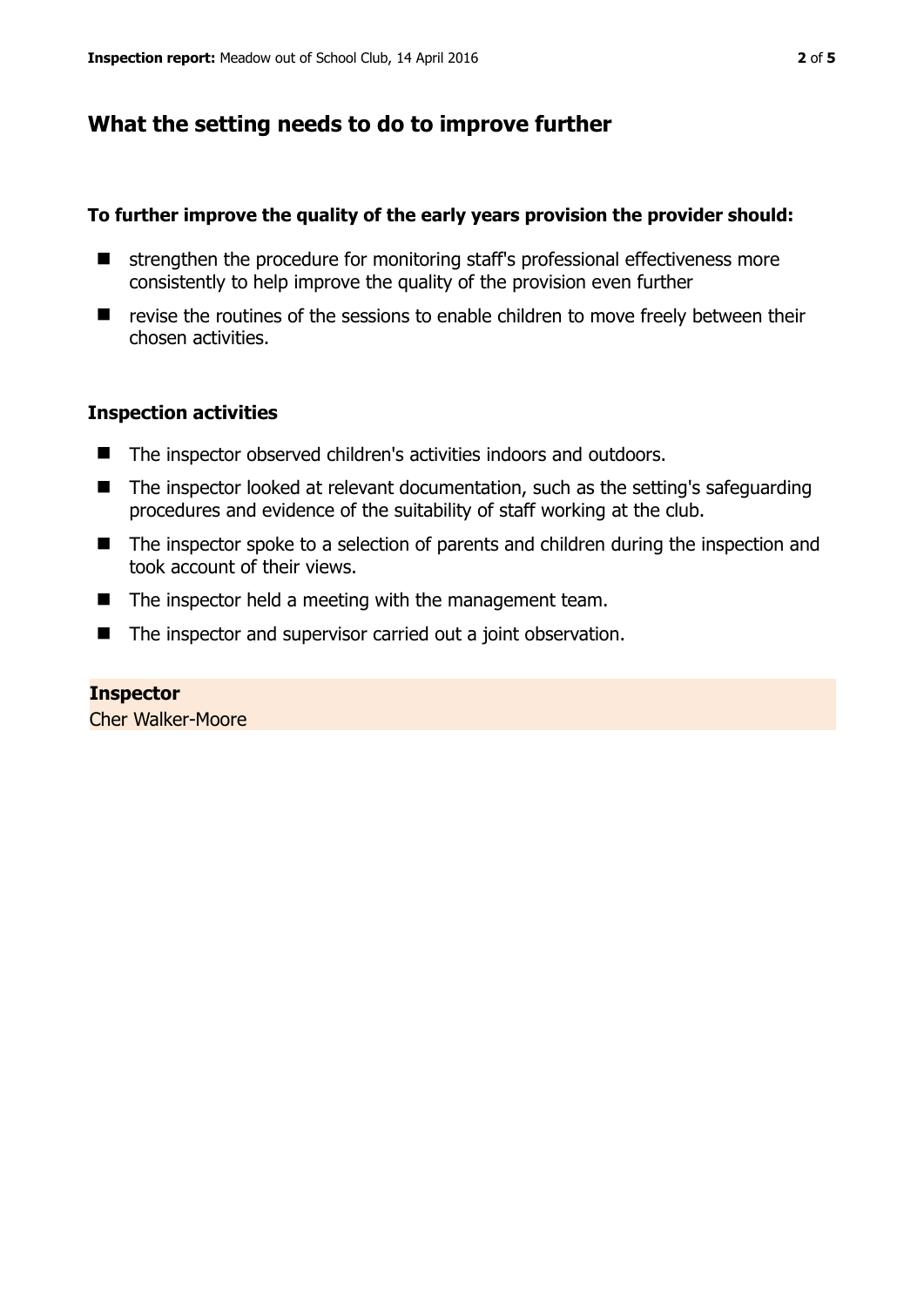## What the setting needs to do to improve further

**To further improve the quality of the early years provision the provider should:**

- strengthen the procedure for monitoring staff's professional effectiveness more consistently to help improve the quality of the provision even further
- revise the routines of the sessions to enable children to move freely between their chosen activities.

### Inspection activities

- The inspector observed children's activities indoors and outdoors.
- The inspector looked at relevant documentation, such as the setting's safeguarding procedures and evidence of the suitability of staff working at the club.
- The inspector spoke to a selection of parents and children during the inspection and took account of their views.
- The inspector held a meeting with the management team.
- The inspector and supervisor carried out a joint observation.

**Inspector**
Cher Walker-Moore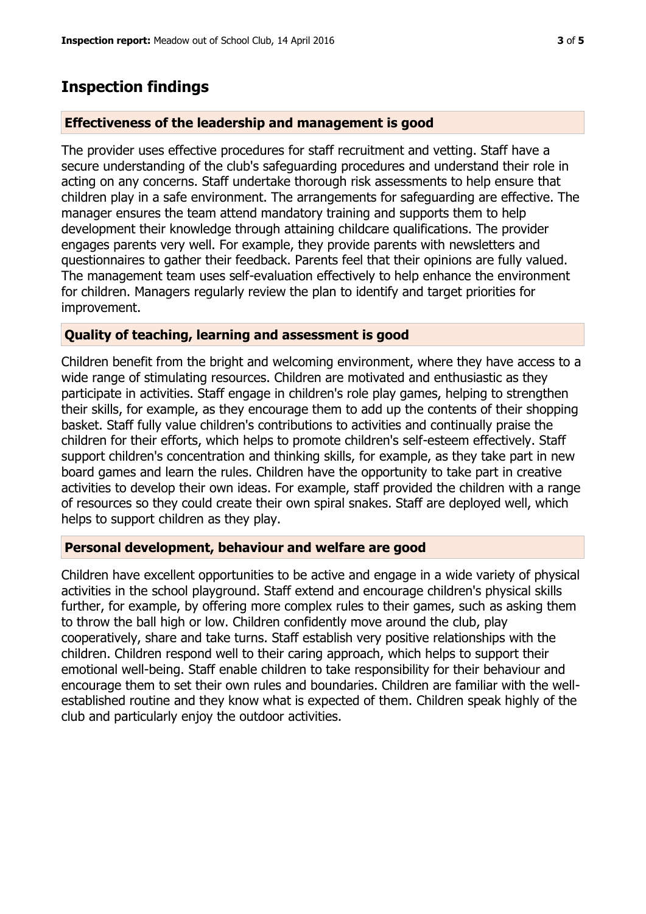## Inspection findings

### Effectiveness of the leadership and management is good

The provider uses effective procedures for staff recruitment and vetting. Staff have a secure understanding of the club's safeguarding procedures and understand their role in acting on any concerns. Staff undertake thorough risk assessments to help ensure that children play in a safe environment. The arrangements for safeguarding are effective. The manager ensures the team attend mandatory training and supports them to help development their knowledge through attaining childcare qualifications. The provider engages parents very well. For example, they provide parents with newsletters and questionnaires to gather their feedback. Parents feel that their opinions are fully valued. The management team uses self-evaluation effectively to help enhance the environment for children. Managers regularly review the plan to identify and target priorities for improvement.

### Quality of teaching, learning and assessment is good

Children benefit from the bright and welcoming environment, where they have access to a wide range of stimulating resources. Children are motivated and enthusiastic as they participate in activities. Staff engage in children's role play games, helping to strengthen their skills, for example, as they encourage them to add up the contents of their shopping basket. Staff fully value children's contributions to activities and continually praise the children for their efforts, which helps to promote children's self-esteem effectively. Staff support children's concentration and thinking skills, for example, as they take part in new board games and learn the rules. Children have the opportunity to take part in creative activities to develop their own ideas. For example, staff provided the children with a range of resources so they could create their own spiral snakes. Staff are deployed well, which helps to support children as they play.

### Personal development, behaviour and welfare are good

Children have excellent opportunities to be active and engage in a wide variety of physical activities in the school playground. Staff extend and encourage children's physical skills further, for example, by offering more complex rules to their games, such as asking them to throw the ball high or low. Children confidently move around the club, play cooperatively, share and take turns. Staff establish very positive relationships with the children. Children respond well to their caring approach, which helps to support their emotional well-being. Staff enable children to take responsibility for their behaviour and encourage them to set their own rules and boundaries. Children are familiar with the well-established routine and they know what is expected of them. Children speak highly of the club and particularly enjoy the outdoor activities.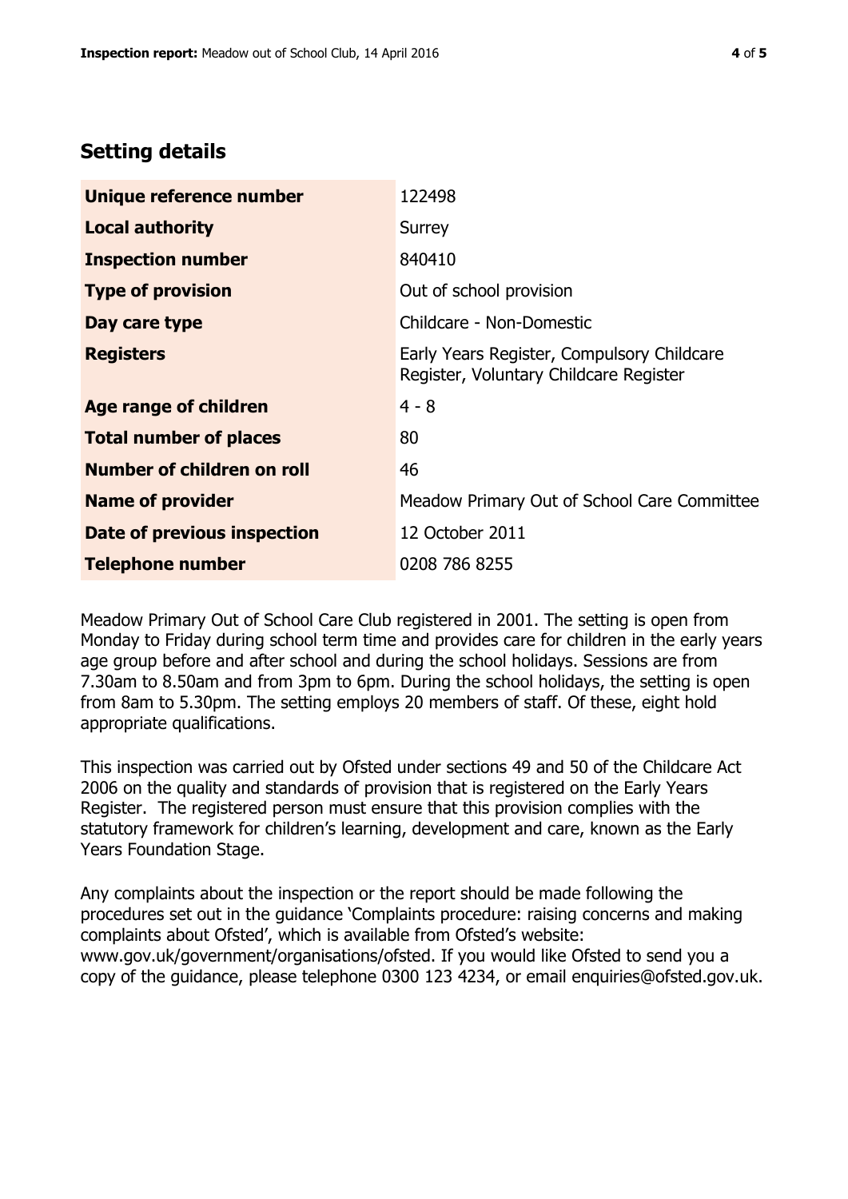## Setting details

| | |
|---|---|
| **Unique reference number** | 122498 |
| **Local authority** | Surrey |
| **Inspection number** | 840410 |
| **Type of provision** | Out of school provision |
| **Day care type** | Childcare - Non-Domestic |
| **Registers** | Early Years Register, Compulsory Childcare Register, Voluntary Childcare Register |
| **Age range of children** | 4 - 8 |
| **Total number of places** | 80 |
| **Number of children on roll** | 46 |
| **Name of provider** | Meadow Primary Out of School Care Committee |
| **Date of previous inspection** | 12 October 2011 |
| **Telephone number** | 0208 786 8255 |

Meadow Primary Out of School Care Club registered in 2001. The setting is open from Monday to Friday during school term time and provides care for children in the early years age group before and after school and during the school holidays. Sessions are from 7.30am to 8.50am and from 3pm to 6pm. During the school holidays, the setting is open from 8am to 5.30pm. The setting employs 20 members of staff. Of these, eight hold appropriate qualifications.

This inspection was carried out by Ofsted under sections 49 and 50 of the Childcare Act 2006 on the quality and standards of provision that is registered on the Early Years Register. The registered person must ensure that this provision complies with the statutory framework for children's learning, development and care, known as the Early Years Foundation Stage.

Any complaints about the inspection or the report should be made following the procedures set out in the guidance 'Complaints procedure: raising concerns and making complaints about Ofsted', which is available from Ofsted's website: www.gov.uk/government/organisations/ofsted. If you would like Ofsted to send you a copy of the guidance, please telephone 0300 123 4234, or email enquiries@ofsted.gov.uk.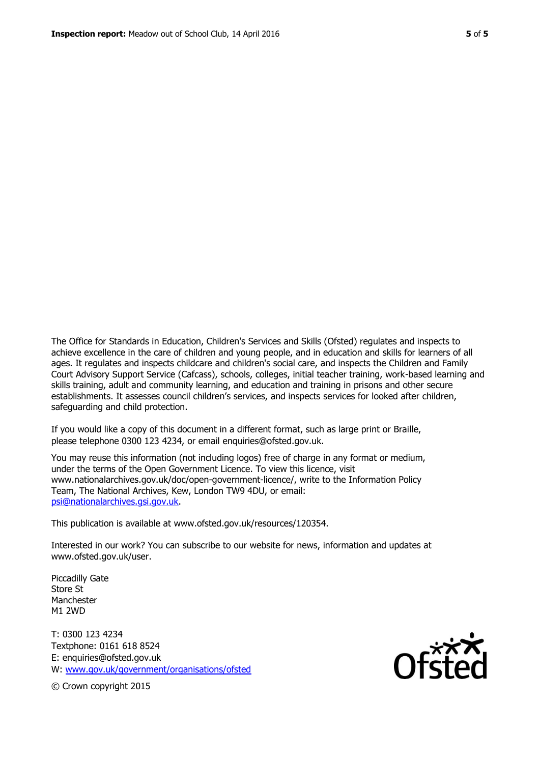The Office for Standards in Education, Children's Services and Skills (Ofsted) regulates and inspects to achieve excellence in the care of children and young people, and in education and skills for learners of all ages. It regulates and inspects childcare and children's social care, and inspects the Children and Family Court Advisory Support Service (Cafcass), schools, colleges, initial teacher training, work-based learning and skills training, adult and community learning, and education and training in prisons and other secure establishments. It assesses council children's services, and inspects services for looked after children, safeguarding and child protection.

If you would like a copy of this document in a different format, such as large print or Braille, please telephone 0300 123 4234, or email enquiries@ofsted.gov.uk.

You may reuse this information (not including logos) free of charge in any format or medium, under the terms of the Open Government Licence. To view this licence, visit www.nationalarchives.gov.uk/doc/open-government-licence/, write to the Information Policy Team, The National Archives, Kew, London TW9 4DU, or email: psi@nationalarchives.gsi.gov.uk.

This publication is available at www.ofsted.gov.uk/resources/120354.

Interested in our work? You can subscribe to our website for news, information and updates at www.ofsted.gov.uk/user.

Piccadilly Gate
Store St
Manchester
M1 2WD

T: 0300 123 4234
Textphone: 0161 618 8524
E: enquiries@ofsted.gov.uk
W: www.gov.uk/government/organisations/ofsted

© Crown copyright 2015